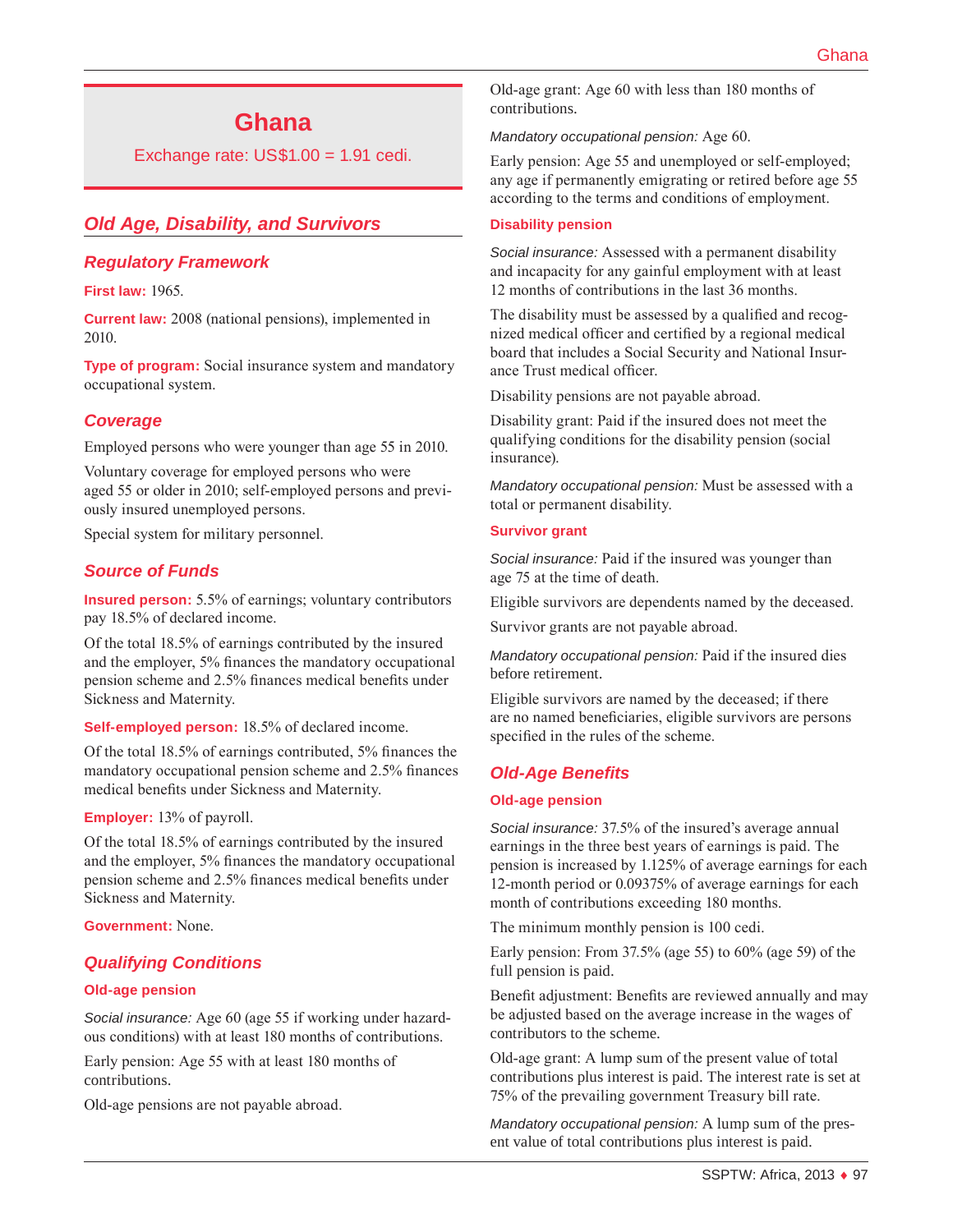# Ghana

Exchange rate: US$1.00 = 1.91 cedi.

## Old Age, Disability, and Survivors

### Regulatory Framework

**First law:** 1965.

**Current law:** 2008 (national pensions), implemented in 2010.

**Type of program:** Social insurance system and mandatory occupational system.

### Coverage

Employed persons who were younger than age 55 in 2010.

Voluntary coverage for employed persons who were aged 55 or older in 2010; self-employed persons and previously insured unemployed persons.

Special system for military personnel.

### Source of Funds

**Insured person:** 5.5% of earnings; voluntary contributors pay 18.5% of declared income.

Of the total 18.5% of earnings contributed by the insured and the employer, 5% finances the mandatory occupational pension scheme and 2.5% finances medical benefits under Sickness and Maternity.

**Self-employed person:** 18.5% of declared income.

Of the total 18.5% of earnings contributed, 5% finances the mandatory occupational pension scheme and 2.5% finances medical benefits under Sickness and Maternity.

**Employer:** 13% of payroll.

Of the total 18.5% of earnings contributed by the insured and the employer, 5% finances the mandatory occupational pension scheme and 2.5% finances medical benefits under Sickness and Maternity.

**Government:** None.

### Qualifying Conditions

#### Old-age pension

*Social insurance:* Age 60 (age 55 if working under hazardous conditions) with at least 180 months of contributions.

Early pension: Age 55 with at least 180 months of contributions.

Old-age pensions are not payable abroad.

Old-age grant: Age 60 with less than 180 months of contributions.

*Mandatory occupational pension:* Age 60.

Early pension: Age 55 and unemployed or self-employed; any age if permanently emigrating or retired before age 55 according to the terms and conditions of employment.

#### Disability pension

*Social insurance:* Assessed with a permanent disability and incapacity for any gainful employment with at least 12 months of contributions in the last 36 months.

The disability must be assessed by a qualified and recognized medical officer and certified by a regional medical board that includes a Social Security and National Insurance Trust medical officer.

Disability pensions are not payable abroad.

Disability grant: Paid if the insured does not meet the qualifying conditions for the disability pension (social insurance).

*Mandatory occupational pension:* Must be assessed with a total or permanent disability.

#### Survivor grant

*Social insurance:* Paid if the insured was younger than age 75 at the time of death.

Eligible survivors are dependents named by the deceased.

Survivor grants are not payable abroad.

*Mandatory occupational pension:* Paid if the insured dies before retirement.

Eligible survivors are named by the deceased; if there are no named beneficiaries, eligible survivors are persons specified in the rules of the scheme.

### Old-Age Benefits

#### Old-age pension

*Social insurance:* 37.5% of the insured's average annual earnings in the three best years of earnings is paid. The pension is increased by 1.125% of average earnings for each 12-month period or 0.09375% of average earnings for each month of contributions exceeding 180 months.

The minimum monthly pension is 100 cedi.

Early pension: From 37.5% (age 55) to 60% (age 59) of the full pension is paid.

Benefit adjustment: Benefits are reviewed annually and may be adjusted based on the average increase in the wages of contributors to the scheme.

Old-age grant: A lump sum of the present value of total contributions plus interest is paid. The interest rate is set at 75% of the prevailing government Treasury bill rate.

*Mandatory occupational pension:* A lump sum of the present value of total contributions plus interest is paid.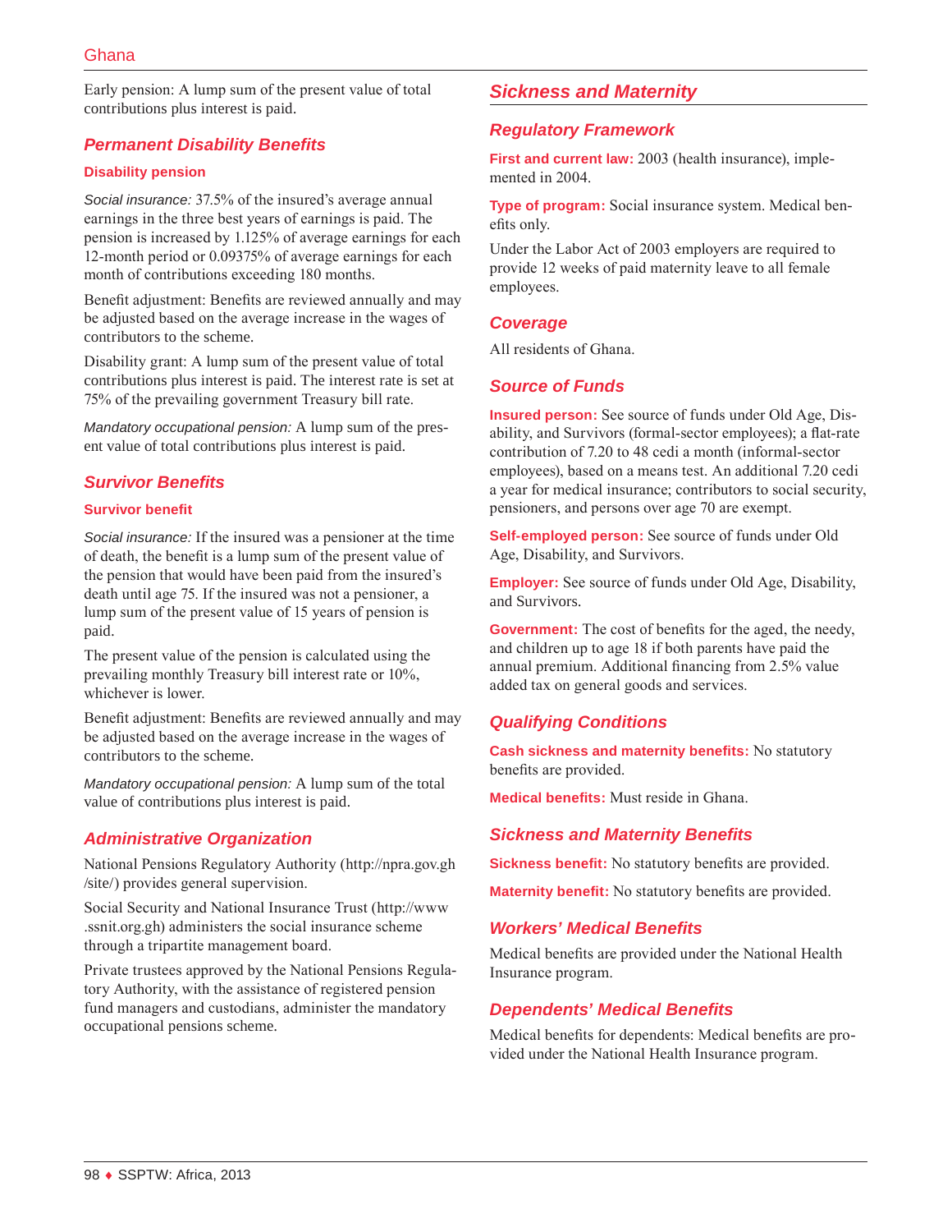Early pension: A lump sum of the present value of total contributions plus interest is paid.

## Permanent Disability Benefits

### Disability pension

*Social insurance:* 37.5% of the insured's average annual earnings in the three best years of earnings is paid. The pension is increased by 1.125% of average earnings for each 12-month period or 0.09375% of average earnings for each month of contributions exceeding 180 months.

Benefit adjustment: Benefits are reviewed annually and may be adjusted based on the average increase in the wages of contributors to the scheme.

Disability grant: A lump sum of the present value of total contributions plus interest is paid. The interest rate is set at 75% of the prevailing government Treasury bill rate.

*Mandatory occupational pension:* A lump sum of the present value of total contributions plus interest is paid.

## Survivor Benefits

### Survivor benefit

*Social insurance:* If the insured was a pensioner at the time of death, the benefit is a lump sum of the present value of the pension that would have been paid from the insured's death until age 75. If the insured was not a pensioner, a lump sum of the present value of 15 years of pension is paid.

The present value of the pension is calculated using the prevailing monthly Treasury bill interest rate or 10%, whichever is lower.

Benefit adjustment: Benefits are reviewed annually and may be adjusted based on the average increase in the wages of contributors to the scheme.

*Mandatory occupational pension:* A lump sum of the total value of contributions plus interest is paid.

## Administrative Organization

National Pensions Regulatory Authority (http://npra.gov.gh/site/) provides general supervision.

Social Security and National Insurance Trust (http://www.ssnit.org.gh) administers the social insurance scheme through a tripartite management board.

Private trustees approved by the National Pensions Regulatory Authority, with the assistance of registered pension fund managers and custodians, administer the mandatory occupational pensions scheme.

# Sickness and Maternity

## Regulatory Framework

**First and current law:** 2003 (health insurance), implemented in 2004.

**Type of program:** Social insurance system. Medical benefits only.

Under the Labor Act of 2003 employers are required to provide 12 weeks of paid maternity leave to all female employees.

## Coverage

All residents of Ghana.

## Source of Funds

**Insured person:** See source of funds under Old Age, Disability, and Survivors (formal-sector employees); a flat-rate contribution of 7.20 to 48 cedi a month (informal-sector employees), based on a means test. An additional 7.20 cedi a year for medical insurance; contributors to social security, pensioners, and persons over age 70 are exempt.

**Self-employed person:** See source of funds under Old Age, Disability, and Survivors.

**Employer:** See source of funds under Old Age, Disability, and Survivors.

**Government:** The cost of benefits for the aged, the needy, and children up to age 18 if both parents have paid the annual premium. Additional financing from 2.5% value added tax on general goods and services.

## Qualifying Conditions

**Cash sickness and maternity benefits:** No statutory benefits are provided.

**Medical benefits:** Must reside in Ghana.

## Sickness and Maternity Benefits

**Sickness benefit:** No statutory benefits are provided.

**Maternity benefit:** No statutory benefits are provided.

## Workers' Medical Benefits

Medical benefits are provided under the National Health Insurance program.

## Dependents' Medical Benefits

Medical benefits for dependents: Medical benefits are provided under the National Health Insurance program.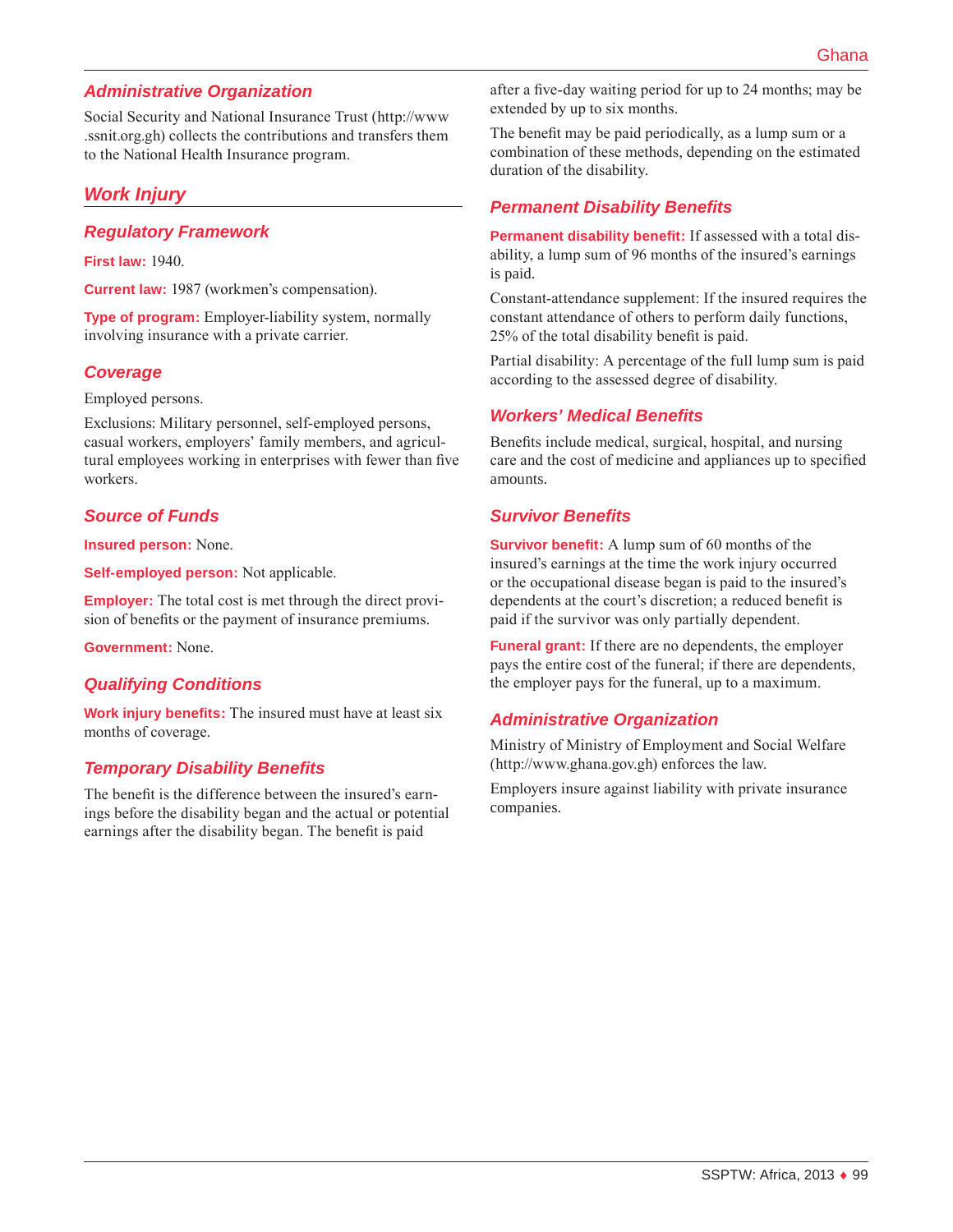### Administrative Organization

Social Security and National Insurance Trust (http://www.ssnit.org.gh) collects the contributions and transfers them to the National Health Insurance program.

## Work Injury

### Regulatory Framework

**First law:** 1940.

**Current law:** 1987 (workmen's compensation).

**Type of program:** Employer-liability system, normally involving insurance with a private carrier.

### Coverage

Employed persons.

Exclusions: Military personnel, self-employed persons, casual workers, employers' family members, and agricultural employees working in enterprises with fewer than five workers.

### Source of Funds

**Insured person:** None.

**Self-employed person:** Not applicable.

**Employer:** The total cost is met through the direct provision of benefits or the payment of insurance premiums.

**Government:** None.

### Qualifying Conditions

**Work injury benefits:** The insured must have at least six months of coverage.

### Temporary Disability Benefits

The benefit is the difference between the insured's earnings before the disability began and the actual or potential earnings after the disability began. The benefit is paid after a five-day waiting period for up to 24 months; may be extended by up to six months.

The benefit may be paid periodically, as a lump sum or a combination of these methods, depending on the estimated duration of the disability.

### Permanent Disability Benefits

**Permanent disability benefit:** If assessed with a total disability, a lump sum of 96 months of the insured's earnings is paid.

Constant-attendance supplement: If the insured requires the constant attendance of others to perform daily functions, 25% of the total disability benefit is paid.

Partial disability: A percentage of the full lump sum is paid according to the assessed degree of disability.

### Workers' Medical Benefits

Benefits include medical, surgical, hospital, and nursing care and the cost of medicine and appliances up to specified amounts.

### Survivor Benefits

**Survivor benefit:** A lump sum of 60 months of the insured's earnings at the time the work injury occurred or the occupational disease began is paid to the insured's dependents at the court's discretion; a reduced benefit is paid if the survivor was only partially dependent.

**Funeral grant:** If there are no dependents, the employer pays the entire cost of the funeral; if there are dependents, the employer pays for the funeral, up to a maximum.

### Administrative Organization

Ministry of Ministry of Employment and Social Welfare (http://www.ghana.gov.gh) enforces the law.

Employers insure against liability with private insurance companies.